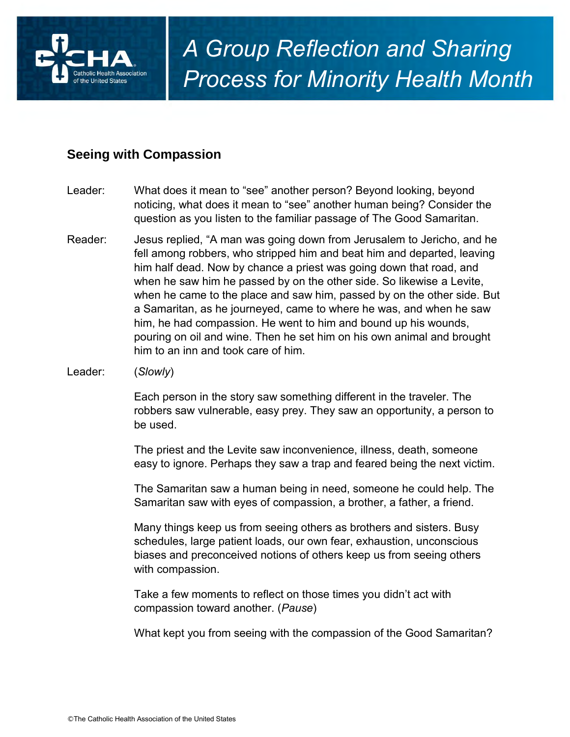# A Group Reflection and Sharing Process for Minority Health Month

## Seeing with Compassion

Leader: What does it mean to "see" another person? Beyond looking, beyond noticing, what does it mean to "see" another human being? Consider the question as you listen to the familiar passage of The Good Samaritan.

Reader: Jesus replied, "A man was going down from Jerusalem to Jericho, and he fell among robbers, who stripped him and beat him and departed, leaving him half dead. Now by chance a priest was going down that road, and when he saw him he passed by on the other side. So likewise a Levite, when he came to the place and saw him, passed by on the other side. But a Samaritan, as he journeyed, came to where he was, and when he saw him, he had compassion. He went to him and bound up his wounds, pouring on oil and wine. Then he set him on his own animal and brought him to an inn and took care of him.

Leader: (*Slowly*)

Each person in the story saw something different in the traveler. The robbers saw vulnerable, easy prey. They saw an opportunity, a person to be used.

The priest and the Levite saw inconvenience, illness, death, someone easy to ignore. Perhaps they saw a trap and feared being the next victim.

The Samaritan saw a human being in need, someone he could help. The Samaritan saw with eyes of compassion, a brother, a father, a friend.

Many things keep us from seeing others as brothers and sisters. Busy schedules, large patient loads, our own fear, exhaustion, unconscious biases and preconceived notions of others keep us from seeing others with compassion.

Take a few moments to reflect on those times you didn't act with compassion toward another. (*Pause*)

What kept you from seeing with the compassion of the Good Samaritan?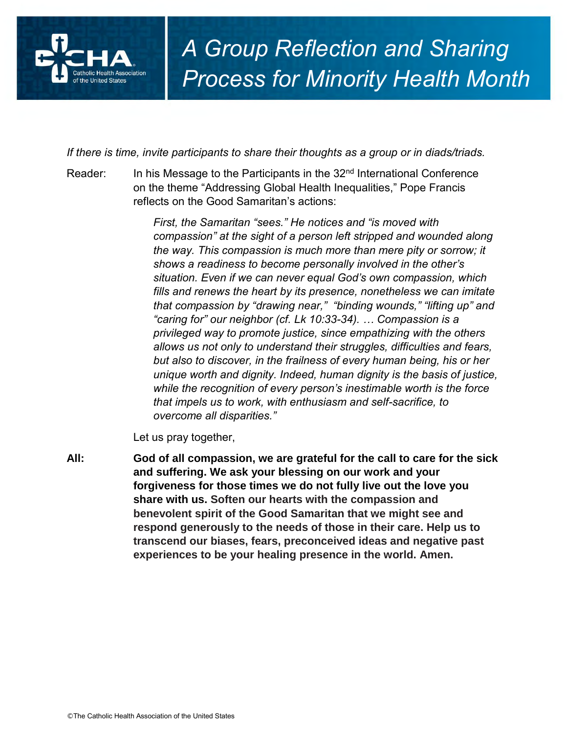# A Group Reflection and Sharing Process for Minority Health Month

*If there is time, invite participants to share their thoughts as a group or in diads/triads.*

Reader: In his Message to the Participants in the 32nd International Conference on the theme "Addressing Global Health Inequalities," Pope Francis reflects on the Good Samaritan's actions:

> *First, the Samaritan "sees." He notices and "is moved with compassion" at the sight of a person left stripped and wounded along the way. This compassion is much more than mere pity or sorrow; it shows a readiness to become personally involved in the other's situation. Even if we can never equal God's own compassion, which fills and renews the heart by its presence, nonetheless we can imitate that compassion by "drawing near," "binding wounds," "lifting up" and "caring for" our neighbor (cf. Lk 10:33-34). … Compassion is a privileged way to promote justice, since empathizing with the others allows us not only to understand their struggles, difficulties and fears, but also to discover, in the frailness of every human being, his or her unique worth and dignity. Indeed, human dignity is the basis of justice, while the recognition of every person's inestimable worth is the force that impels us to work, with enthusiasm and self-sacrifice, to overcome all disparities."*

Let us pray together,

**All:** **God of all compassion, we are grateful for the call to care for the sick and suffering. We ask your blessing on our work and your forgiveness for those times we do not fully live out the love you share with us. Soften our hearts with the compassion and benevolent spirit of the Good Samaritan that we might see and respond generously to the needs of those in their care. Help us to transcend our biases, fears, preconceived ideas and negative past experiences to be your healing presence in the world. Amen.**

©The Catholic Health Association of the United States